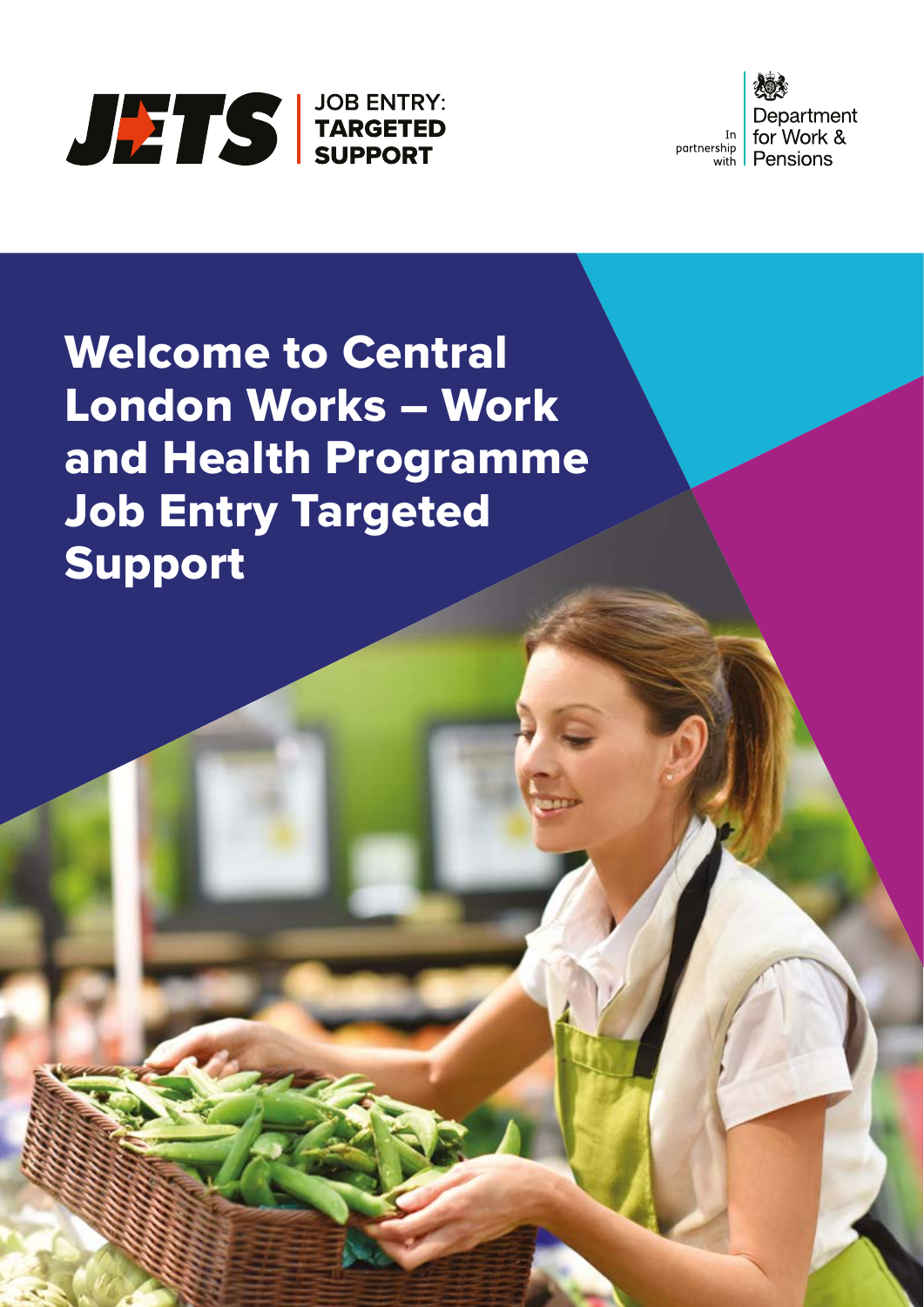JETS | JOB ENTRY: TARGETED SUPPORT

In partnership with Department for Work & Pensions

# Welcome to Central London Works – Work and Health Programme Job Entry Targeted Support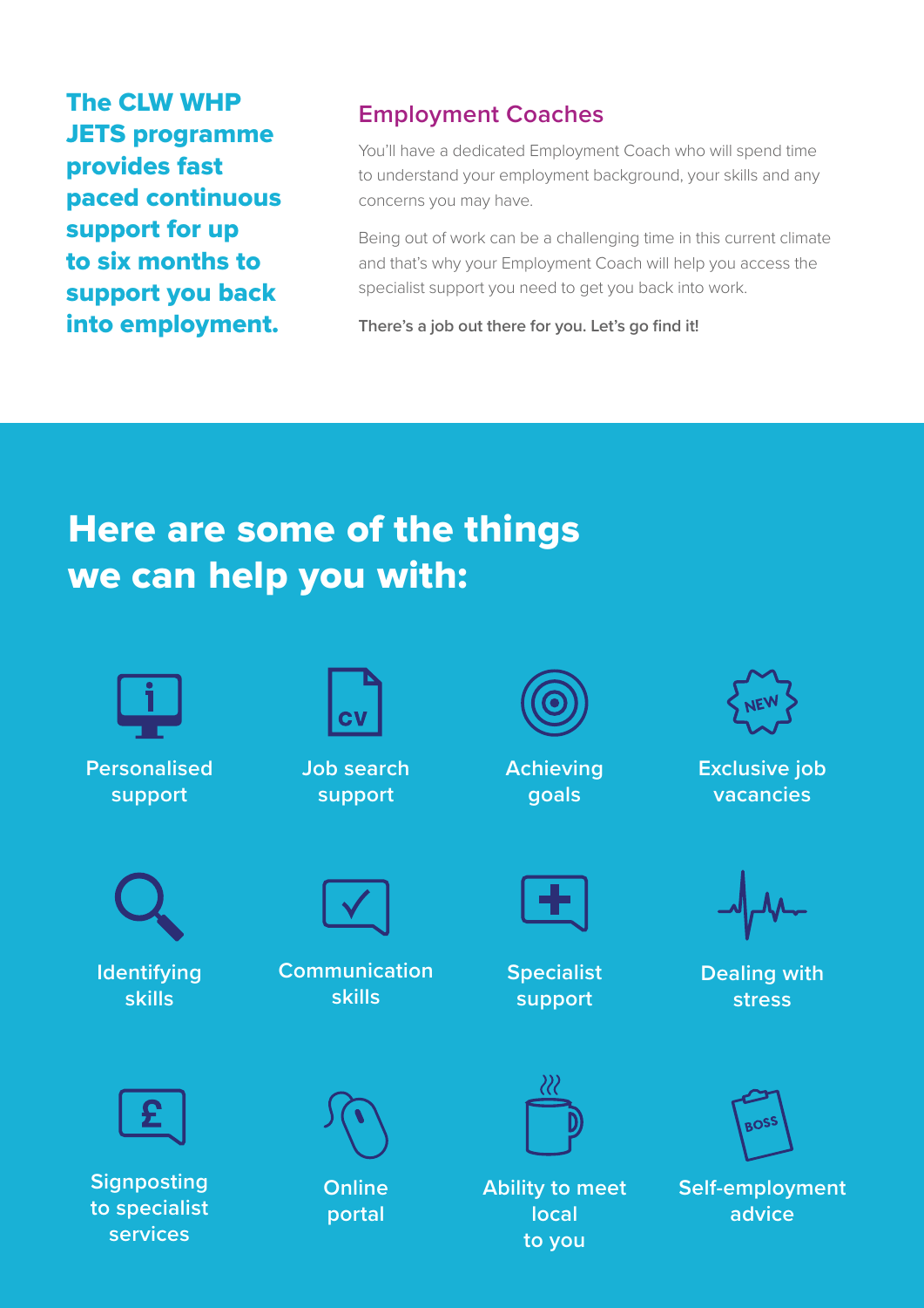**The CLW WHP JETS programme provides fast paced continuous support for up to six months to support you back into employment.**

## Employment Coaches

You'll have a dedicated Employment Coach who will spend time to understand your employment background, your skills and any concerns you may have.

Being out of work can be a challenging time in this current climate and that's why your Employment Coach will help you access the specialist support you need to get you back into work.

**There's a job out there for you. Let's go find it!**

## Here are some of the things we can help you with:

- Personalised support
- Job search support
- Achieving goals
- Exclusive job vacancies
- Identifying skills
- Communication skills
- Specialist support
- Dealing with stress
- Signposting to specialist services
- Online portal
- Ability to meet local to you
- Self-employment advice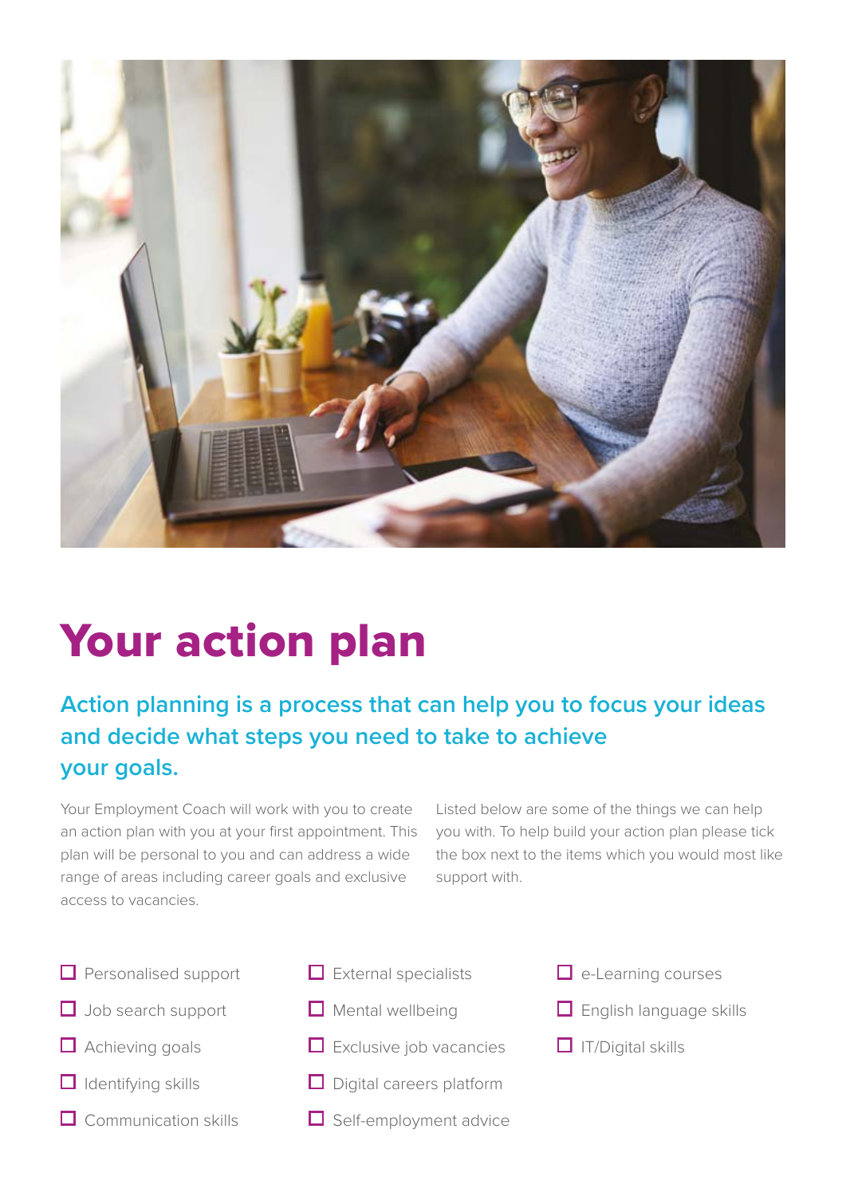# Your action plan

## Action planning is a process that can help you to focus your ideas and decide what steps you need to take to achieve your goals.

Your Employment Coach will work with you to create an action plan with you at your first appointment. This plan will be personal to you and can address a wide range of areas including career goals and exclusive access to vacancies.

Listed below are some of the things we can help you with. To help build your action plan please tick the box next to the items which you would most like support with.

- ☐ Personalised support
- ☐ Job search support
- ☐ Achieving goals
- ☐ Identifying skills
- ☐ Communication skills
- ☐ External specialists
- ☐ Mental wellbeing
- ☐ Exclusive job vacancies
- ☐ Digital careers platform
- ☐ Self-employment advice
- ☐ e-Learning courses
- ☐ English language skills
- ☐ IT/Digital skills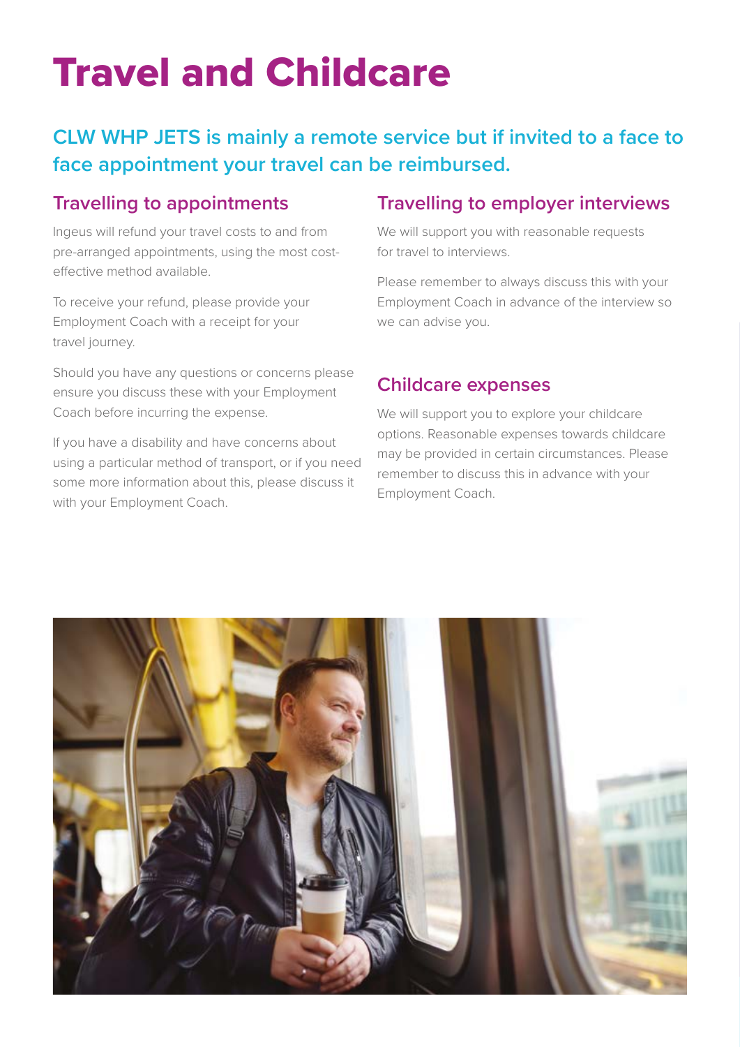# Travel and Childcare

**CLW WHP JETS is mainly a remote service but if invited to a face to face appointment your travel can be reimbursed.**

## Travelling to appointments

Ingeus will refund your travel costs to and from pre-arranged appointments, using the most cost-effective method available.

To receive your refund, please provide your Employment Coach with a receipt for your travel journey.

Should you have any questions or concerns please ensure you discuss these with your Employment Coach before incurring the expense.

If you have a disability and have concerns about using a particular method of transport, or if you need some more information about this, please discuss it with your Employment Coach.

## Travelling to employer interviews

We will support you with reasonable requests for travel to interviews.

Please remember to always discuss this with your Employment Coach in advance of the interview so we can advise you.

## Childcare expenses

We will support you to explore your childcare options. Reasonable expenses towards childcare may be provided in certain circumstances. Please remember to discuss this in advance with your Employment Coach.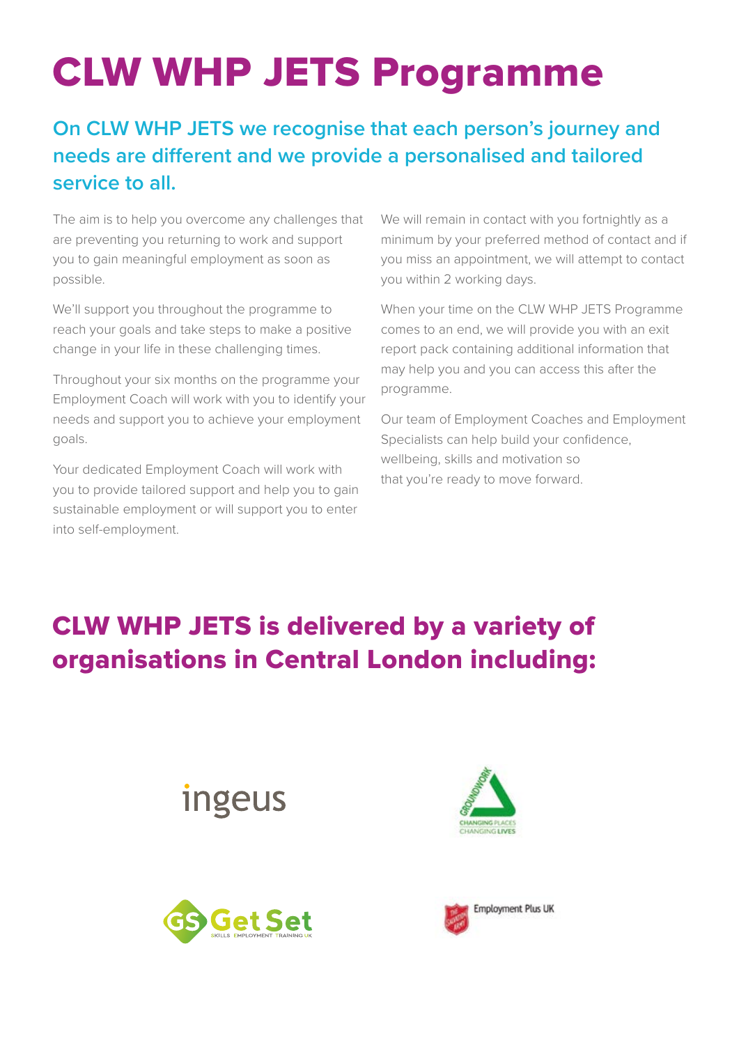# CLW WHP JETS Programme

## On CLW WHP JETS we recognise that each person's journey and needs are different and we provide a personalised and tailored service to all.

The aim is to help you overcome any challenges that are preventing you returning to work and support you to gain meaningful employment as soon as possible.

We'll support you throughout the programme to reach your goals and take steps to make a positive change in your life in these challenging times.

Throughout your six months on the programme your Employment Coach will work with you to identify your needs and support you to achieve your employment goals.

Your dedicated Employment Coach will work with you to provide tailored support and help you to gain sustainable employment or will support you to enter into self-employment.

We will remain in contact with you fortnightly as a minimum by your preferred method of contact and if you miss an appointment, we will attempt to contact you within 2 working days.

When your time on the CLW WHP JETS Programme comes to an end, we will provide you with an exit report pack containing additional information that may help you and you can access this after the programme.

Our team of Employment Coaches and Employment Specialists can help build your confidence, wellbeing, skills and motivation so that you're ready to move forward.

## CLW WHP JETS is delivered by a variety of organisations in Central London including:

ingeus

Groundwork — Changing Places Changing Lives

Get Set — Skills Employment Training UK

Employment Plus UK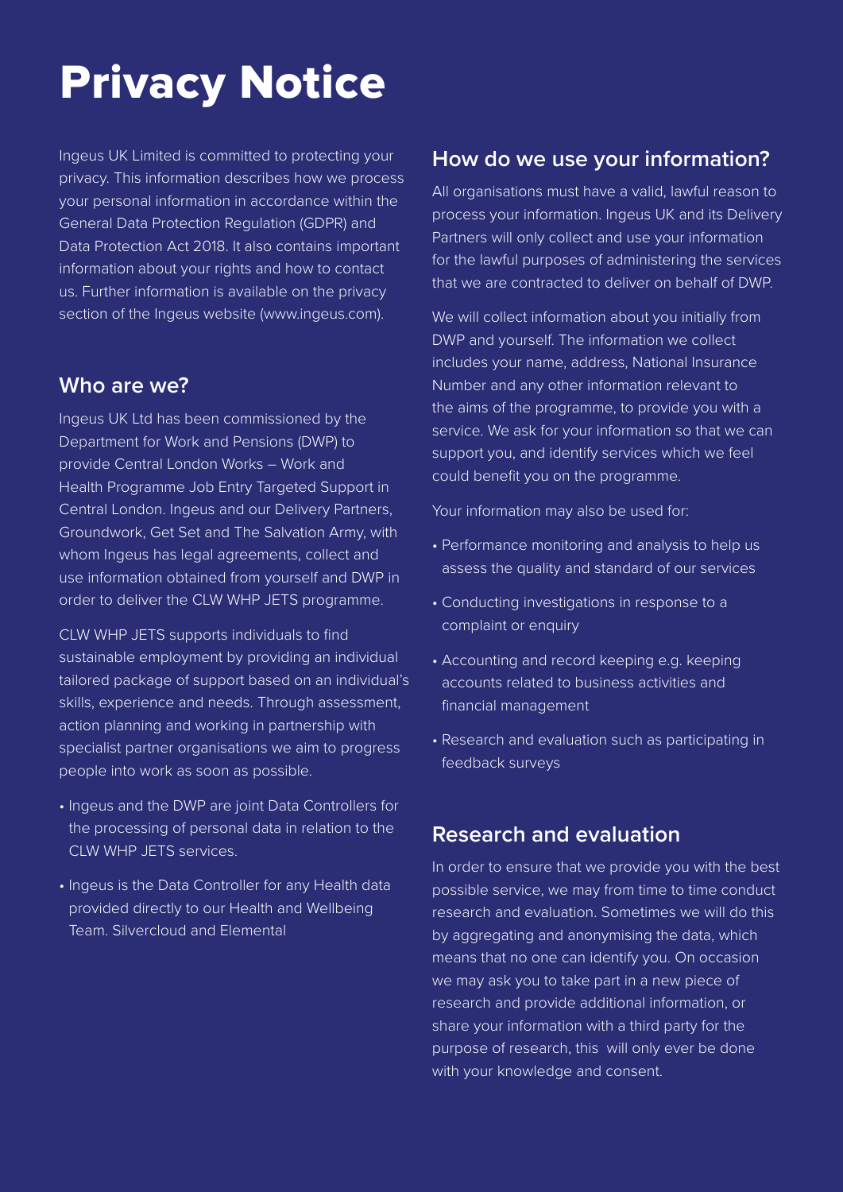# Privacy Notice

Ingeus UK Limited is committed to protecting your privacy. This information describes how we process your personal information in accordance within the General Data Protection Regulation (GDPR) and Data Protection Act 2018. It also contains important information about your rights and how to contact us. Further information is available on the privacy section of the Ingeus website (www.ingeus.com).

## Who are we?

Ingeus UK Ltd has been commissioned by the Department for Work and Pensions (DWP) to provide Central London Works – Work and Health Programme Job Entry Targeted Support in Central London. Ingeus and our Delivery Partners, Groundwork, Get Set and The Salvation Army, with whom Ingeus has legal agreements, collect and use information obtained from yourself and DWP in order to deliver the CLW WHP JETS programme.

CLW WHP JETS supports individuals to find sustainable employment by providing an individual tailored package of support based on an individual's skills, experience and needs. Through assessment, action planning and working in partnership with specialist partner organisations we aim to progress people into work as soon as possible.

- Ingeus and the DWP are joint Data Controllers for the processing of personal data in relation to the CLW WHP JETS services.
- Ingeus is the Data Controller for any Health data provided directly to our Health and Wellbeing Team. Silvercloud and Elemental

## How do we use your information?

All organisations must have a valid, lawful reason to process your information. Ingeus UK and its Delivery Partners will only collect and use your information for the lawful purposes of administering the services that we are contracted to deliver on behalf of DWP.

We will collect information about you initially from DWP and yourself. The information we collect includes your name, address, National Insurance Number and any other information relevant to the aims of the programme, to provide you with a service. We ask for your information so that we can support you, and identify services which we feel could benefit you on the programme.

Your information may also be used for:

- Performance monitoring and analysis to help us assess the quality and standard of our services
- Conducting investigations in response to a complaint or enquiry
- Accounting and record keeping e.g. keeping accounts related to business activities and financial management
- Research and evaluation such as participating in feedback surveys

## Research and evaluation

In order to ensure that we provide you with the best possible service, we may from time to time conduct research and evaluation. Sometimes we will do this by aggregating and anonymising the data, which means that no one can identify you. On occasion we may ask you to take part in a new piece of research and provide additional information, or share your information with a third party for the purpose of research, this will only ever be done with your knowledge and consent.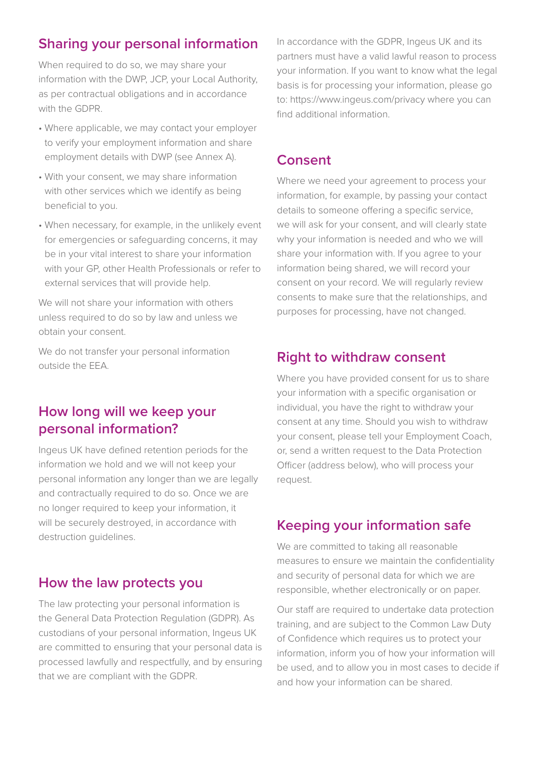## Sharing your personal information

When required to do so, we may share your information with the DWP, JCP, your Local Authority, as per contractual obligations and in accordance with the GDPR.

- Where applicable, we may contact your employer to verify your employment information and share employment details with DWP (see Annex A).
- With your consent, we may share information with other services which we identify as being beneficial to you.
- When necessary, for example, in the unlikely event for emergencies or safeguarding concerns, it may be in your vital interest to share your information with your GP, other Health Professionals or refer to external services that will provide help.

We will not share your information with others unless required to do so by law and unless we obtain your consent.

We do not transfer your personal information outside the EEA.

## How long will we keep your personal information?

Ingeus UK have defined retention periods for the information we hold and we will not keep your personal information any longer than we are legally and contractually required to do so. Once we are no longer required to keep your information, it will be securely destroyed, in accordance with destruction guidelines.

## How the law protects you

The law protecting your personal information is the General Data Protection Regulation (GDPR). As custodians of your personal information, Ingeus UK are committed to ensuring that your personal data is processed lawfully and respectfully, and by ensuring that we are compliant with the GDPR.

In accordance with the GDPR, Ingeus UK and its partners must have a valid lawful reason to process your information. If you want to know what the legal basis is for processing your information, please go to: https://www.ingeus.com/privacy where you can find additional information.

## Consent

Where we need your agreement to process your information, for example, by passing your contact details to someone offering a specific service, we will ask for your consent, and will clearly state why your information is needed and who we will share your information with. If you agree to your information being shared, we will record your consent on your record. We will regularly review consents to make sure that the relationships, and purposes for processing, have not changed.

## Right to withdraw consent

Where you have provided consent for us to share your information with a specific organisation or individual, you have the right to withdraw your consent at any time. Should you wish to withdraw your consent, please tell your Employment Coach, or, send a written request to the Data Protection Officer (address below), who will process your request.

## Keeping your information safe

We are committed to taking all reasonable measures to ensure we maintain the confidentiality and security of personal data for which we are responsible, whether electronically or on paper.

Our staff are required to undertake data protection training, and are subject to the Common Law Duty of Confidence which requires us to protect your information, inform you of how your information will be used, and to allow you in most cases to decide if and how your information can be shared.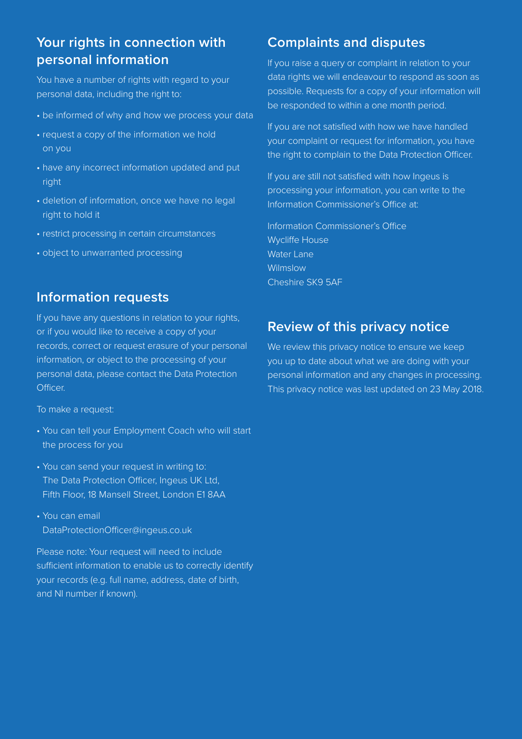## Your rights in connection with personal information

You have a number of rights with regard to your personal data, including the right to:

- be informed of why and how we process your data
- request a copy of the information we hold on you
- have any incorrect information updated and put right
- deletion of information, once we have no legal right to hold it
- restrict processing in certain circumstances
- object to unwarranted processing

## Information requests

If you have any questions in relation to your rights, or if you would like to receive a copy of your records, correct or request erasure of your personal information, or object to the processing of your personal data, please contact the Data Protection Officer.

To make a request:

- You can tell your Employment Coach who will start the process for you
- You can send your request in writing to: The Data Protection Officer, Ingeus UK Ltd, Fifth Floor, 18 Mansell Street, London E1 8AA
- You can email DataProtectionOfficer@ingeus.co.uk

Please note: Your request will need to include sufficient information to enable us to correctly identify your records (e.g. full name, address, date of birth, and NI number if known).

## Complaints and disputes

If you raise a query or complaint in relation to your data rights we will endeavour to respond as soon as possible. Requests for a copy of your information will be responded to within a one month period.

If you are not satisfied with how we have handled your complaint or request for information, you have the right to complain to the Data Protection Officer.

If you are still not satisfied with how Ingeus is processing your information, you can write to the Information Commissioner's Office at:

Information Commissioner's Office
Wycliffe House
Water Lane
Wilmslow
Cheshire SK9 5AF

## Review of this privacy notice

We review this privacy notice to ensure we keep you up to date about what we are doing with your personal information and any changes in processing. This privacy notice was last updated on 23 May 2018.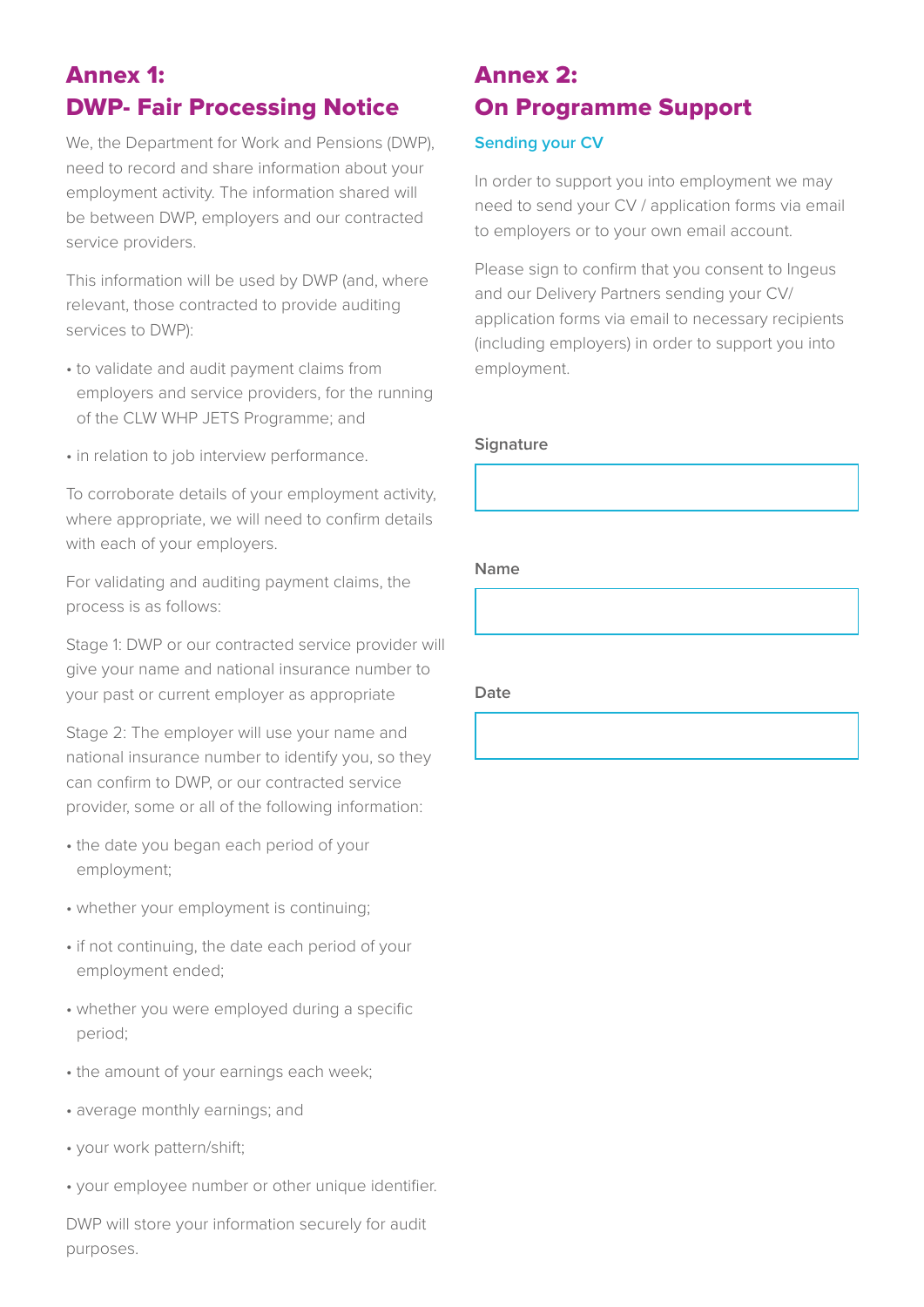## Annex 1: DWP- Fair Processing Notice

We, the Department for Work and Pensions (DWP), need to record and share information about your employment activity. The information shared will be between DWP, employers and our contracted service providers.

This information will be used by DWP (and, where relevant, those contracted to provide auditing services to DWP):

- to validate and audit payment claims from employers and service providers, for the running of the CLW WHP JETS Programme; and
- in relation to job interview performance.

To corroborate details of your employment activity, where appropriate, we will need to confirm details with each of your employers.

For validating and auditing payment claims, the process is as follows:

Stage 1: DWP or our contracted service provider will give your name and national insurance number to your past or current employer as appropriate

Stage 2: The employer will use your name and national insurance number to identify you, so they can confirm to DWP, or our contracted service provider, some or all of the following information:

- the date you began each period of your employment;
- whether your employment is continuing;
- if not continuing, the date each period of your employment ended;
- whether you were employed during a specific period;
- the amount of your earnings each week;
- average monthly earnings; and
- your work pattern/shift;
- your employee number or other unique identifier.

DWP will store your information securely for audit purposes.

## Annex 2: On Programme Support

### Sending your CV

In order to support you into employment we may need to send your CV / application forms via email to employers or to your own email account.

Please sign to confirm that you consent to Ingeus and our Delivery Partners sending your CV/ application forms via email to necessary recipients (including employers) in order to support you into employment.

**Signature**

**Name**

**Date**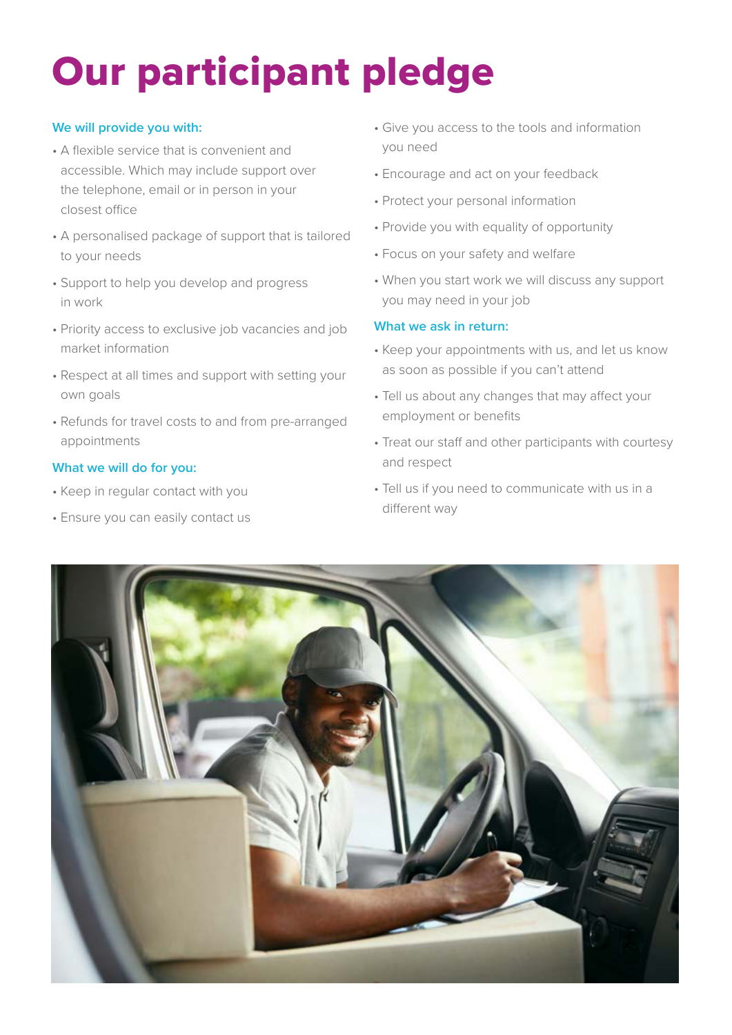# Our participant pledge

### We will provide you with:

- A flexible service that is convenient and accessible. Which may include support over the telephone, email or in person in your closest office
- A personalised package of support that is tailored to your needs
- Support to help you develop and progress in work
- Priority access to exclusive job vacancies and job market information
- Respect at all times and support with setting your own goals
- Refunds for travel costs to and from pre-arranged appointments

### What we will do for you:

- Keep in regular contact with you
- Ensure you can easily contact us
- Give you access to the tools and information you need
- Encourage and act on your feedback
- Protect your personal information
- Provide you with equality of opportunity
- Focus on your safety and welfare
- When you start work we will discuss any support you may need in your job

### What we ask in return:

- Keep your appointments with us, and let us know as soon as possible if you can't attend
- Tell us about any changes that may affect your employment or benefits
- Treat our staff and other participants with courtesy and respect
- Tell us if you need to communicate with us in a different way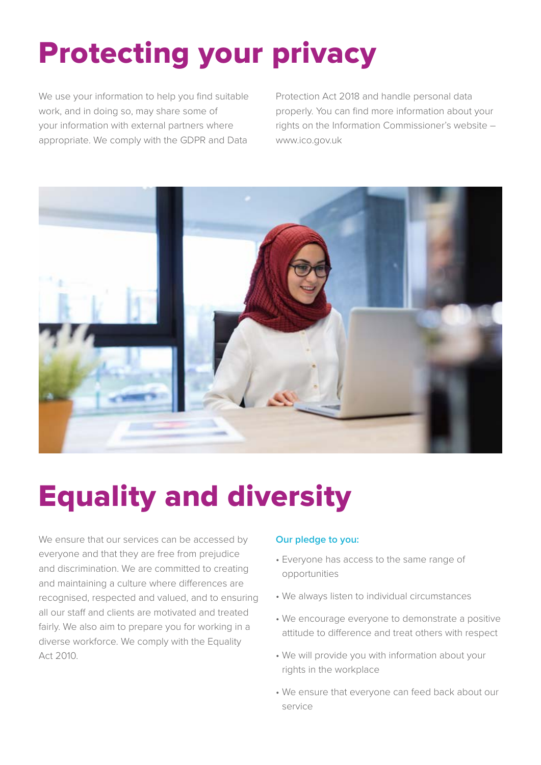# Protecting your privacy

We use your information to help you find suitable work, and in doing so, may share some of your information with external partners where appropriate. We comply with the GDPR and Data Protection Act 2018 and handle personal data properly. You can find more information about your rights on the Information Commissioner's website – www.ico.gov.uk

# Equality and diversity

We ensure that our services can be accessed by everyone and that they are free from prejudice and discrimination. We are committed to creating and maintaining a culture where differences are recognised, respected and valued, and to ensuring all our staff and clients are motivated and treated fairly. We also aim to prepare you for working in a diverse workforce. We comply with the Equality Act 2010.

**Our pledge to you:**

- Everyone has access to the same range of opportunities
- We always listen to individual circumstances
- We encourage everyone to demonstrate a positive attitude to difference and treat others with respect
- We will provide you with information about your rights in the workplace
- We ensure that everyone can feed back about our service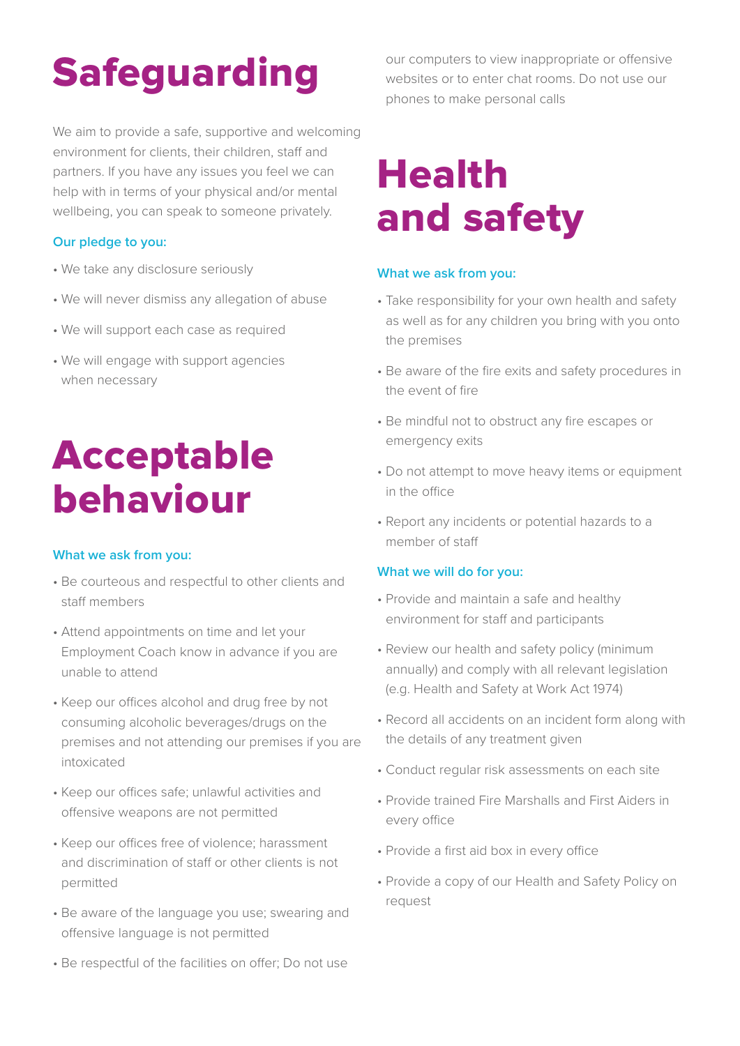# Safeguarding

We aim to provide a safe, supportive and welcoming environment for clients, their children, staff and partners. If you have any issues you feel we can help with in terms of your physical and/or mental wellbeing, you can speak to someone privately.

### Our pledge to you:

- We take any disclosure seriously
- We will never dismiss any allegation of abuse
- We will support each case as required
- We will engage with support agencies when necessary

# Acceptable behaviour

### What we ask from you:

- Be courteous and respectful to other clients and staff members
- Attend appointments on time and let your Employment Coach know in advance if you are unable to attend
- Keep our offices alcohol and drug free by not consuming alcoholic beverages/drugs on the premises and not attending our premises if you are intoxicated
- Keep our offices safe; unlawful activities and offensive weapons are not permitted
- Keep our offices free of violence; harassment and discrimination of staff or other clients is not permitted
- Be aware of the language you use; swearing and offensive language is not permitted
- Be respectful of the facilities on offer; Do not use our computers to view inappropriate or offensive websites or to enter chat rooms. Do not use our phones to make personal calls

# Health and safety

### What we ask from you:

- Take responsibility for your own health and safety as well as for any children you bring with you onto the premises
- Be aware of the fire exits and safety procedures in the event of fire
- Be mindful not to obstruct any fire escapes or emergency exits
- Do not attempt to move heavy items or equipment in the office
- Report any incidents or potential hazards to a member of staff

### What we will do for you:

- Provide and maintain a safe and healthy environment for staff and participants
- Review our health and safety policy (minimum annually) and comply with all relevant legislation (e.g. Health and Safety at Work Act 1974)
- Record all accidents on an incident form along with the details of any treatment given
- Conduct regular risk assessments on each site
- Provide trained Fire Marshalls and First Aiders in every office
- Provide a first aid box in every office
- Provide a copy of our Health and Safety Policy on request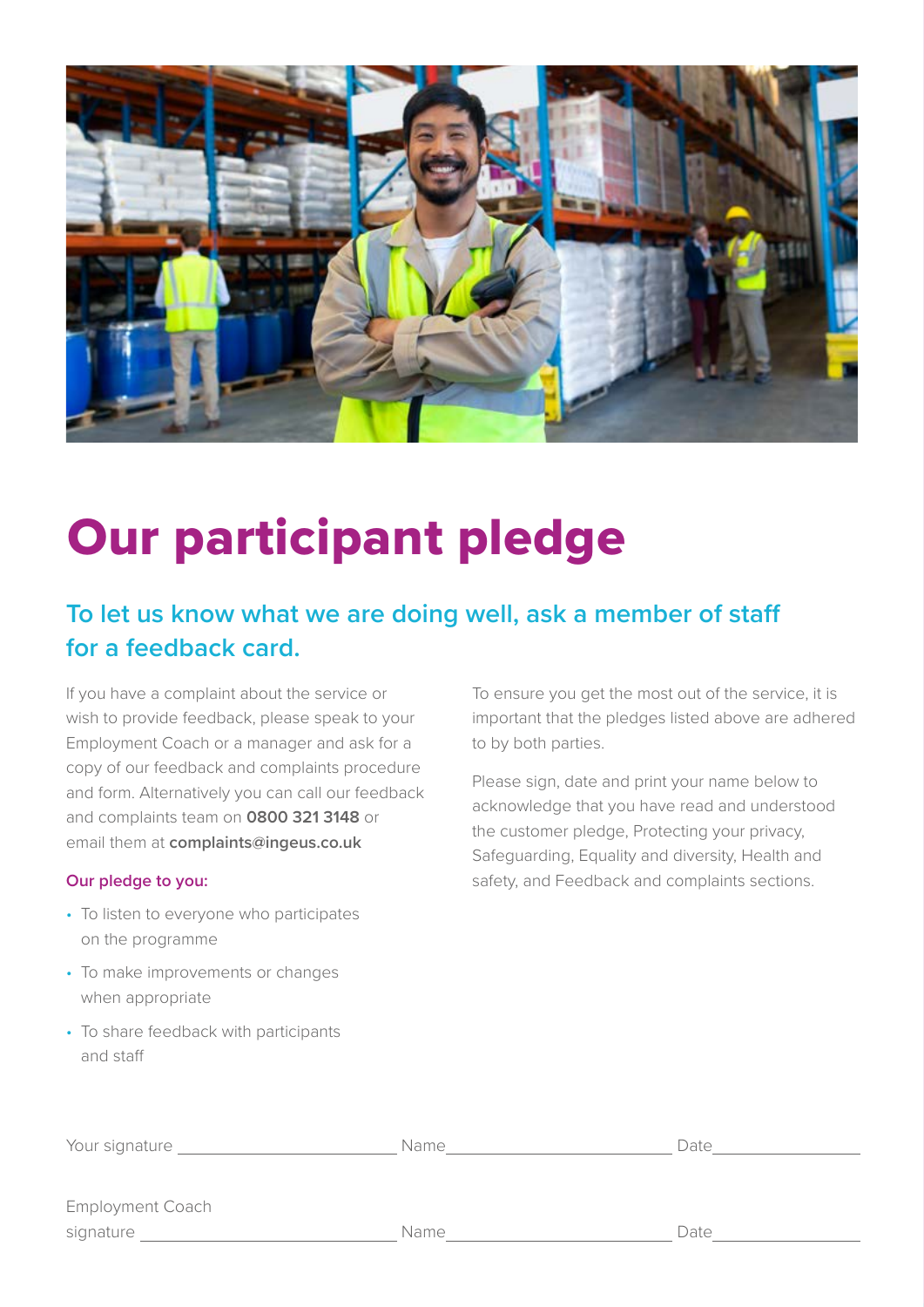# Our participant pledge

## To let us know what we are doing well, ask a member of staff for a feedback card.

If you have a complaint about the service or wish to provide feedback, please speak to your Employment Coach or a manager and ask for a copy of our feedback and complaints procedure and form. Alternatively you can call our feedback and complaints team on **0800 321 3148** or email them at **complaints@ingeus.co.uk**

**Our pledge to you:**

- To listen to everyone who participates on the programme
- To make improvements or changes when appropriate
- To share feedback with participants and staff

To ensure you get the most out of the service, it is important that the pledges listed above are adhered to by both parties.

Please sign, date and print your name below to acknowledge that you have read and understood the customer pledge, Protecting your privacy, Safeguarding, Equality and diversity, Health and safety, and Feedback and complaints sections.

Your signature ______________________ Name ______________________ Date ______________

Employment Coach signature ______________________ Name ______________________ Date ______________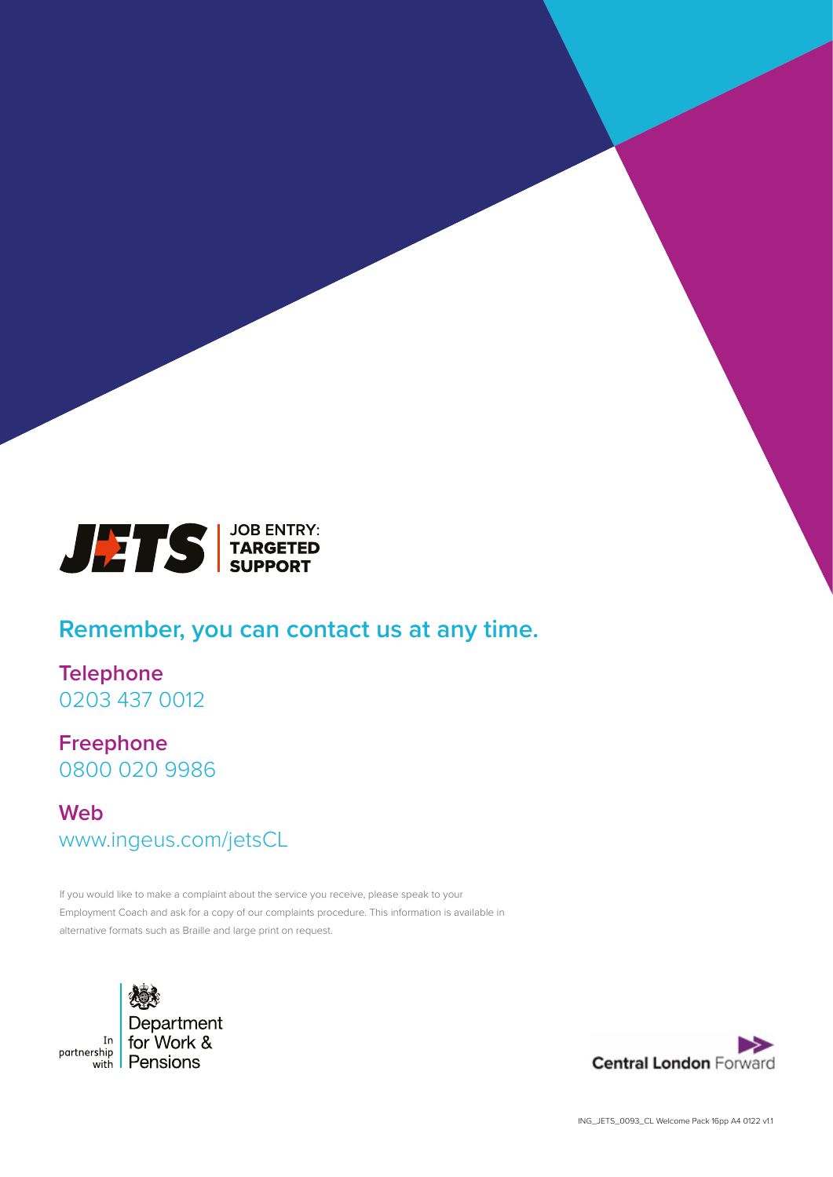JETS | JOB ENTRY: TARGETED SUPPORT

## Remember, you can contact us at any time.

**Telephone**
0203 437 0012

**Freephone**
0800 020 9986

**Web**
www.ingeus.com/jetsCL

If you would like to make a complaint about the service you receive, please speak to your Employment Coach and ask for a copy of our complaints procedure. This information is available in alternative formats such as Braille and large print on request.

In partnership with Department for Work & Pensions

Central London Forward

ING_JETS_0093_CL Welcome Pack 16pp A4 0122 v1.1